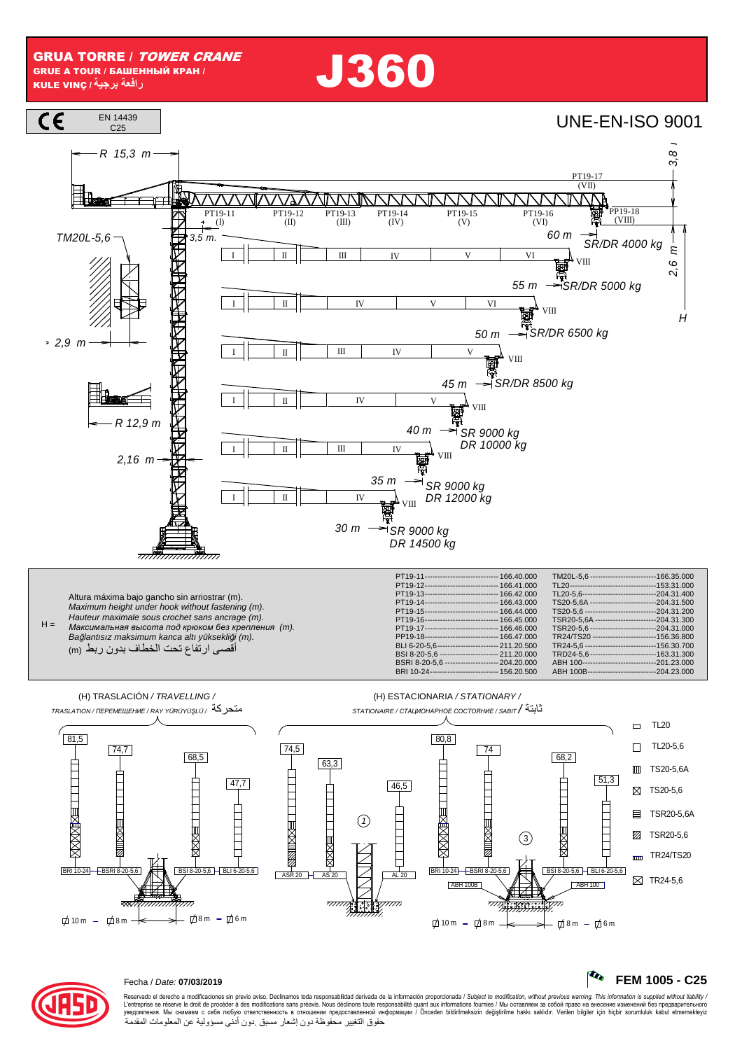# GRUA TORRE / *TOWER CRANE*

**GRUE A TOUR / БАШЕННЫЙ КРАН / KULE VINÇ / رافعة برجية**

# J360

CE EN 14439 C25

UNE-EN-ISO 9001

R 15,3 m — 3,8 m

PT19-11 (I) · PT19-12 (II) · PT19-13 (III) · PT19-14 (IV) · PT19-15 (V) · PT19-16 (VI) · PT19-17 (VII) · PP19-18 (VIII)

TM20L-5,6 — 3,5 m. — 2,6 m — H

| Jib | Sections | Load |
|---|---|---|
| 60 m | I, II, III, IV, V, VI, VIII | SR/DR 4000 kg |
| 55 m | I, II, IV, V, VI, VIII | SR/DR 5000 kg |
| 50 m | I, II, III, IV, V, VIII | SR/DR 6500 kg |
| 45 m | I, II, IV, V, VIII | SR/DR 8500 kg |
| 40 m | I, II, III, IV, VIII | SR 9000 kg / DR 10000 kg |
| 35 m | I, II, IV, VIII | SR 9000 kg / DR 12000 kg |
| 30 m | | SR 9000 kg / DR 14500 kg |

2,9 m — R 12,9 m — 2,16 m

H = Altura máxima bajo gancho sin arriostrar (m).
*Maximum height under hook without fastening (m).*
*Hauteur maximale sous crochet sans ancrage (m).*
*Максимальная высота под крюком без крепления (m).*
*Bağlantısız maksimum kanca altı yüksekliği (m).*
(m) أقصى ارتفاع تحت الخطاف بدون ربط

| | | | |
|---|---|---|---|
| PT19-11 | 166.40.000 | TM20L-5,6 | 166.35.000 |
| PT19-12 | 166.41.000 | TL20 | 153.31.000 |
| PT19-13 | 166.42.000 | TL20-5,6 | 204.31.400 |
| PT19-14 | 166.43.000 | TS20-5,6A | 204.31.500 |
| PT19-15 | 166.44.000 | TS20-5,6 | 204.31.200 |
| PT19-16 | 166.45.000 | TSR20-5,6A | 204.31.300 |
| PT19-17 | 166.46.000 | TSR20-5,6 | 204.31.000 |
| PP19-18 | 166.47.000 | TR24/TS20 | 156.36.800 |
| BLI 6-20-5,6 | 211.20.500 | TR24-5,6 | 156.30.700 |
| BSI 8-20-5,6 | 211.20.000 | TRD24-5,6 | 163.31.300 |
| BSRI 8-20-5,6 | 204.20.000 | ABH 100 | 201.23.000 |
| BRI 10-24 | 156.20.500 | ABH 100B | 204.23.000 |

(H) TRASLACIÓN / *TRAVELLING* / TRASLATION / ПЕРЕМЕЩЕНИЕ / RAY YÜRÜYÜŞLÜ / متحركة

81,5 (BRI 10-24, 10 m) — 74,7 (BSRI 8-20-5,6, 8 m) — 68,5 (BSI 8-20-5,6, 8 m) — 47,7 (BLI 6-20-5,6, 6 m)

(H) ESTACIONARIA / *STATIONARY* / STATIONAIRE / СТАЦИОНАРНОЕ СОСТОЯНИЕ / SABIT / ثابتة

74,5 (ASR 20) — 63,3 (AS 20) — 46,5 (AL 20) — (1)

80,8 (BRI 10-24, ABH 100B, 10 m) — 74 (BSRI 8-20-5,6, 8 m) — 68,2 (BSI 8-20-5,6, ABH 100, 8 m) — 51,3 (BLI 6-20-5,6, 6 m) — (3)

Legend: TL20 · TL20-5,6 · TS20-5,6A · TS20-5,6 · TSR20-5,6A · TSR20-5,6 · TR24/TS20 · TR24-5,6

Fecha / *Date:* **07/03/2019**

**FEM 1005 - C25**

Reservado el derecho a modificaciones sin previo aviso. Declinamos toda responsabilidad derivada de la información proporcionada / *Subject to modification, without previous warning. This information is supplied without liability* / L'entreprise se réserve le droit de procéder à des modifications sans préavis. Nous déclinons toute responsabilité quant aux informations fournies / Мы оставляем за собой право на внесение изменений без предварительного уведомления. Мы снимаем с себя любую ответственность в отношении предоставленной информации / Önceden bildirilmeksizin değiştirilme hakkı saklıdır. Verilen bilgiler için hiçbir sorumluluk kabul etmemekteyiz
حقوق التغيير محفوظة دون إشعار مسبق .دون أدنى مسؤولية عن المعلومات المقدمة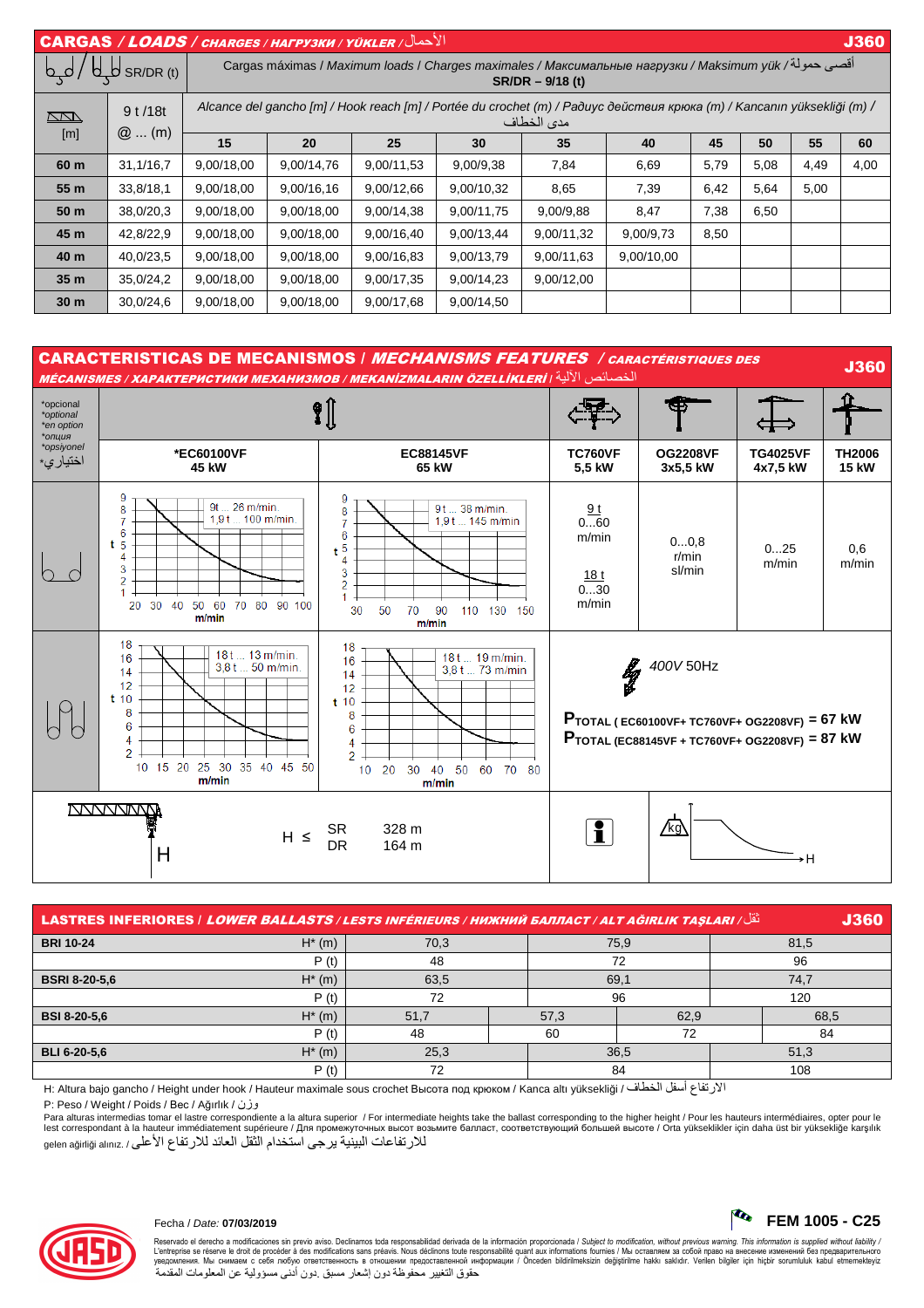## CARGAS / *LOADS* / *CHARGES* / *НАГРУЗКИ* / *YÜKLER* / الأحمال — J360

| SR/DR (t) [m] | 9 t /18t @ ... (m) | 15 | 20 | 25 | 30 | 35 | 40 | 45 | 50 | 55 | 60 |
|---|---|---|---|---|---|---|---|---|---|---|---|
| | | Cargas máximas / *Maximum loads* / *Charges maximales* / *Максимальные нагрузки* / *Maksimum yük* / أقصى حمولة SR/DR – 9/18 (t) | | | | | | | | | |
| | | Alcance del gancho [m] / *Hook reach [m]* / *Portée du crochet (m)* / *Радиус действия крюка (m)* / *Kancanın yüksekliği (m)* / مدى الخطاف | | | | | | | | | |
| **60 m** | 31,1/16,7 | 9,00/18,00 | 9,00/14,76 | 9,00/11,53 | 9,00/9,38 | 7,84 | 6,69 | 5,79 | 5,08 | 4,49 | 4,00 |
| **55 m** | 33,8/18,1 | 9,00/18,00 | 9,00/16,16 | 9,00/12,66 | 9,00/10,32 | 8,65 | 7,39 | 6,42 | 5,64 | 5,00 | |
| **50 m** | 38,0/20,3 | 9,00/18,00 | 9,00/18,00 | 9,00/14,38 | 9,00/11,75 | 9,00/9,88 | 8,47 | 7,38 | 6,50 | | |
| **45 m** | 42,8/22,9 | 9,00/18,00 | 9,00/18,00 | 9,00/16,40 | 9,00/13,44 | 9,00/11,32 | 9,00/9,73 | 8,50 | | | |
| **40 m** | 40,0/23,5 | 9,00/18,00 | 9,00/18,00 | 9,00/16,83 | 9,00/13,79 | 9,00/11,63 | 9,00/10,00 | | | | |
| **35 m** | 35,0/24,2 | 9,00/18,00 | 9,00/18,00 | 9,00/17,35 | 9,00/14,23 | 9,00/12,00 | | | | | |
| **30 m** | 30,0/24,6 | 9,00/18,00 | 9,00/18,00 | 9,00/17,68 | 9,00/14,50 | | | | | | |

## CARACTERISTICAS DE MECANISMOS / *MECHANISMS FEATURES* / *CARACTÉRISTIQUES DES MÉCANISMES* / *ХАРАКТЕРИСТИКИ МЕХАНИЗМОВ* / *MEKANİZMALARIN ÖZELLİKLERİ* / الخصائص الآلية — J360

*opcional / *optional / *en option / *опция / *opsiyonel / اختياري*

| | *EC60100VF 45 kW | EC88145VF 65 kW | TC760VF 5,5 kW | OG2208VF 3x5,5 kW | TG4025VF 4x7,5 kW | TH2006 15 kW |
|---|---|---|---|---|---|---|
| SR | 9t ... 26 m/min. / 1,9 t ... 100 m/min. | 9t ... 38 m/min. / 1,9 t ... 145 m/min | 9 t 0...60 m/min; 18 t 0...30 m/min | 0...0,8 r/min sl/min | 0...25 m/min | 0,6 m/min |
| DR | 18 t ... 13 m/min. / 3,8 t ... 50 m/min. | 18 t ... 19 m/min. / 3,8 t ... 73 m/min | 400V 50Hz | | | |

$P_{TOTAL\ (EC60100VF+\ TC760VF+\ OG2208VF)}$ = 67 kW

$P_{TOTAL\ (EC88145VF\ +\ TC760VF+\ OG2208VF)}$ = 87 kW

H ≤ SR 328 m; DR 164 m

## LASTRES INFERIORES / *LOWER BALLASTS* / *LESTS INFÉRIEURS* / *НИЖНИЙ БАЛЛАСТ* / *ALT AĞIRLIK TAŞLARI* / ثقل — J360

| | | | | | |
|---|---|---|---|---|---|
| **BRI 10-24** | H* (m) | 70,3 | 75,9 | | 81,5 |
| | P (t) | 48 | 72 | | 96 |
| **BSRI 8-20-5,6** | H* (m) | 63,5 | 69,1 | | 74,7 |
| | P (t) | 72 | 96 | | 120 |
| **BSI 8-20-5,6** | H* (m) | 51,7 | 57,3 | 62,9 | 68,5 |
| | P (t) | 48 | 60 | 72 | 84 |
| **BLI 6-20-5,6** | H* (m) | 25,3 | 36,5 | | 51,3 |
| | P (t) | 72 | 84 | | 108 |

H: Altura bajo gancho / Height under hook / Hauteur maximale sous crochet Высота под крюком / Kanca altı yüksekliği / الارتفاع أسفل الخطاف

P: Peso / Weight / Poids / Вес / Ağırlık / وزن

Para alturas intermedias tomar el lastre correspondiente a la altura superior / For intermediate heights take the ballast corresponding to the higher height / Pour les hauteurs intermédiaires, opter pour le lest correspondant à la hauteur immédiatement supérieure / Для промежуточных высот возьмите балласт, соответствующий большей высоте / Orta yükseklikler için daha üst bir yüksekliğe karşılık gelen ağırlığı alınız. / للارتفاعات البينية يرجى استخدام الثقل العائد للارتفاع الأعلى

Fecha / *Date:* **07/03/2019**

**FEM 1005 - C25**

Reservado el derecho a modificaciones sin previo aviso. Declinamos toda responsabilidad derivada de la información proporcionada / *Subject to modification, without previous warning. This information is supplied without liability* / L'entreprise se réserve le droit de procéder à des modifications sans préavis. Nous déclinons toute responsabilité quant aux informations fournies / Мы оставляем за собой право на внесение изменений без предварительного уведомления. Мы снимаем с себя любую ответственность в отношении предоставленной информации / Önceden bildirilmeksizin değiştirilme hakkı saklıdır. Verilen bilgiler için hiçbir sorumluluk kabul etmemekteyiz
حقوق التغيير محفوظة دون إشعار مسبق .دون أدنى مسؤولية عن المعلومات المقدمة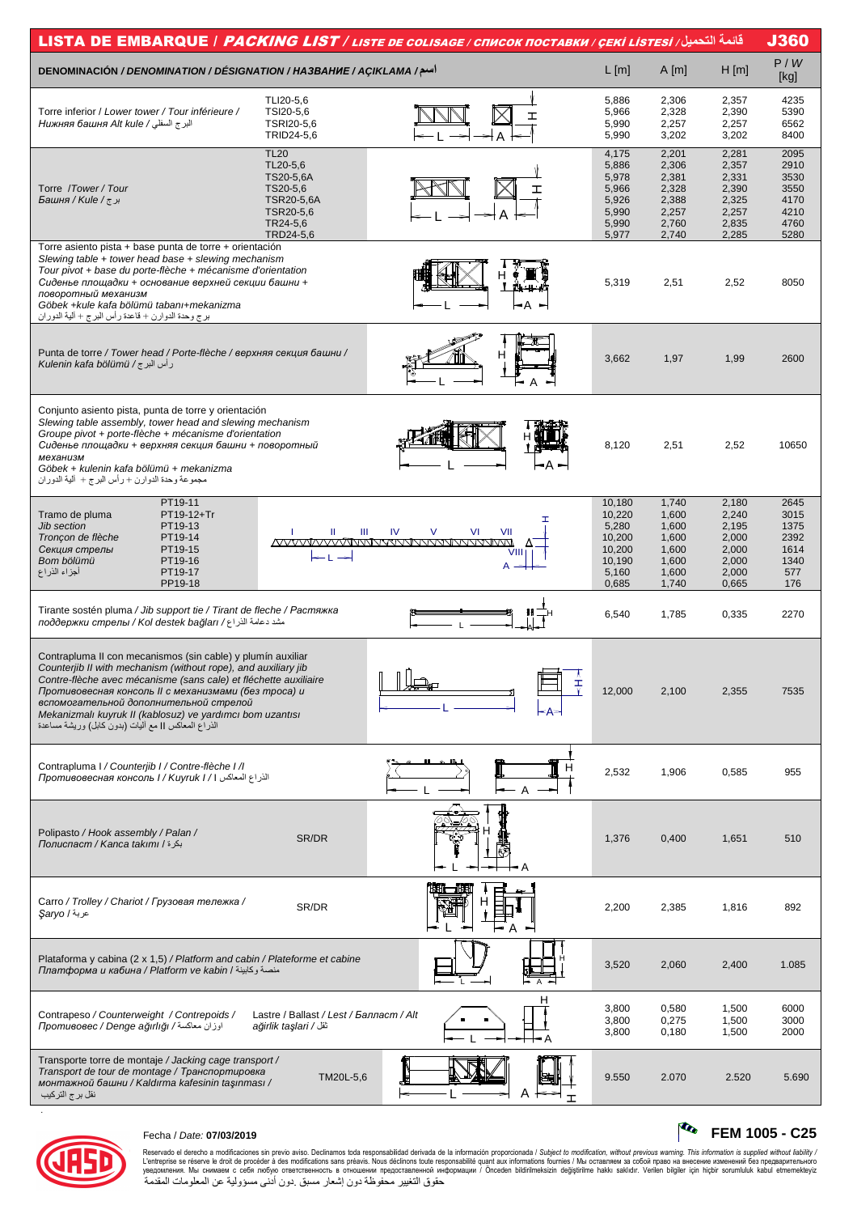# LISTA DE EMBARQUE / *PACKING LIST / LISTE DE COLISAGE / СПИСОК ПОСТАВКИ / ÇEKİ LİSTESİ* / قائمة التحميل — J360

| DENOMINACIÓN / *DENOMINATION / DÉSIGNATION / НАЗВАНИЕ / AÇIKLAMA* / اسم | | L [m] | A [m] | H [m] | P / W [kg] |
|---|---|---|---|---|---|
| Torre inferior / *Lower tower / Tour inférieure / Нижняя башня Alt kule* / البرج السفلي | TLI20-5,6<br>TSI20-5,6<br>TSRI20-5,6<br>TRID24-5,6 | 5,886<br>5,966<br>5,990<br>5,990 | 2,306<br>2,328<br>2,257<br>3,202 | 2,357<br>2,390<br>2,257<br>3,202 | 4235<br>5390<br>6562<br>8400 |
| Torre /*Tower / Tour Башня / Kule* / برج | TL20<br>TL20-5,6<br>TS20-5,6A<br>TS20-5,6<br>TSR20-5,6A<br>TSR20-5,6<br>TR24-5,6<br>TRD24-5,6 | 4,175<br>5,886<br>5,978<br>5,966<br>5,926<br>5,990<br>5,990<br>5,977 | 2,201<br>2,306<br>2,381<br>2,328<br>2,388<br>2,257<br>2,760<br>2,740 | 2,281<br>2,357<br>2,331<br>2,390<br>2,325<br>2,257<br>2,835<br>2,285 | 2095<br>2910<br>3530<br>3550<br>4170<br>4210<br>4760<br>5280 |
| Torre asiento pista + base punta de torre + orientación<br>*Slewing table + tower head base + slewing mechanism*<br>*Tour pivot + base du porte-flèche + mécanisme d'orientation*<br>*Сиденье площадки + основание верхней секции башни + поворотный механизм*<br>*Göbek +kule kafa bölümü tabanı+mekanizma*<br>برج وحدة الدوران + قاعدة رأس البرج + آلية الدوران | | 5,319 | 2,51 | 2,52 | 8050 |
| Punta de torre / *Tower head / Porte-flèche / верхняя секция башни / Kulenin kafa bölümü* / رأس البرج | | 3,662 | 1,97 | 1,99 | 2600 |
| Conjunto asiento pista, punta de torre y orientación<br>*Slewing table assembly, tower head and slewing mechanism*<br>*Groupe pivot + porte-flèche + mécanisme d'orientation*<br>*Сиденье площадки + верхняя секция башни + поворотный механизм*<br>*Göbek + kulenin kafa bölümü + mekanizma*<br>مجموعة وحدة الدوران + رأس البرج + آلية الدوران | | 8,120 | 2,51 | 2,52 | 10650 |
| Tramo de pluma / *Jib section / Tronçon de flèche / Секция стрелы / Bom bölümü* / أجزاء الذراع | PT19-11<br>PT19-12+Tr<br>PT19-13<br>PT19-14<br>PT19-15<br>PT19-16<br>PT19-17<br>PP19-18 | 10,180<br>10,220<br>5,280<br>10,200<br>10,200<br>10,190<br>5,160<br>0,685 | 1,740<br>1,600<br>1,600<br>1,600<br>1,600<br>1,600<br>1,600<br>1,740 | 2,180<br>2,240<br>2,195<br>2,000<br>2,000<br>2,000<br>2,000<br>0,665 | 2645<br>3015<br>1375<br>2392<br>1614<br>1340<br>577<br>176 |
| Tirante sostén pluma / *Jib support tie / Tirant de fleche / Растяжка поддержки стрелы / Kol destek bağları* / مشد دعامة الذراع | | 6,540 | 1,785 | 0,335 | 2270 |
| Contrapluma II con mecanismos (sin cable) y plumín auxiliar<br>*Counterjib II with mechanism (without rope), and auxiliary jib*<br>*Contre-flèche avec mécanisme (sans cable) et fléchette auxiliaire*<br>*Противовесная консоль II с механизмами (без троса) и вспомогательной дополнительной стрелой*<br>*Mekanizmalı kuyruk II (kablosuz) ve yardımcı bom uzantısı*<br>الذراع المعاكس II مع آليات (بدون كابل) وريشة مساعدة | | 12,000 | 2,100 | 2,355 | 7535 |
| Contrapluma I / *Counterjib I / Contre-flèche I /I Противовесная консоль I / Kuyruk I* / الذراع المعاكس I | | 2,532 | 1,906 | 0,585 | 955 |
| Polipasto / *Hook assembly / Palan / Полиспаст / Kanca takımı* / بكرة | SR/DR | 1,376 | 0,400 | 1,651 | 510 |
| Carro / *Trolley / Chariot / Грузовая тележка / Şaryo* / عربة | SR/DR | 2,200 | 2,385 | 1,816 | 892 |
| Plataforma y cabina (2 x 1,5) / *Platform and cabin / Plateforme et cabine Платформа и кабина / Platform ve kabin* / منصة وكابينة | | 3,520 | 2,060 | 2,400 | 1.085 |
| Contrapeso / *Counterweight / Contrepoids / Противовес / Denge ağırlığı* / اوزان معاكسة | Lastre / *Ballast / Lest / Балласт / Alt ağırlık taşları* / ثقل | 3,800<br>3,800<br>3,800 | 0,580<br>0,275<br>0,180 | 1,500<br>1,500<br>1,500 | 6000<br>3000<br>2000 |
| Transporte torre de montaje / *Jacking cage transport / Transport de tour de montage / Транспортировка монтажной башни / Kaldırma kafesinin taşınması* / نقل برج التركيب | TM20L-5,6 | 9.550 | 2.070 | 2.520 | 5.690 |

Fecha / *Date:* **07/03/2019**

**FEM 1005 - C25**

Reservado el derecho a modificaciones sin previo aviso. Declinamos toda responsabilidad derivada de la información proporcionada / *Subject to modification, without previous warning. This information is supplied without liability* / L'entreprise se réserve le droit de procéder à des modifications sans préavis. Nous déclinons toute responsabilité quant aux informations fournies / Мы оставляем за собой право на внесение изменений без предварительного уведомления. Мы снимаем с себя любую ответственность в отношении предоставленной информации / Önceden bildirilmeksizin değiştirilme hakkı saklıdır. Verilen bilgiler için hiçbir sorumluluk kabul etmemekteyiz
حقوق التغيير محفوظة دون إشعار مسبق .دون أدنى مسؤولية عن المعلومات المقدمة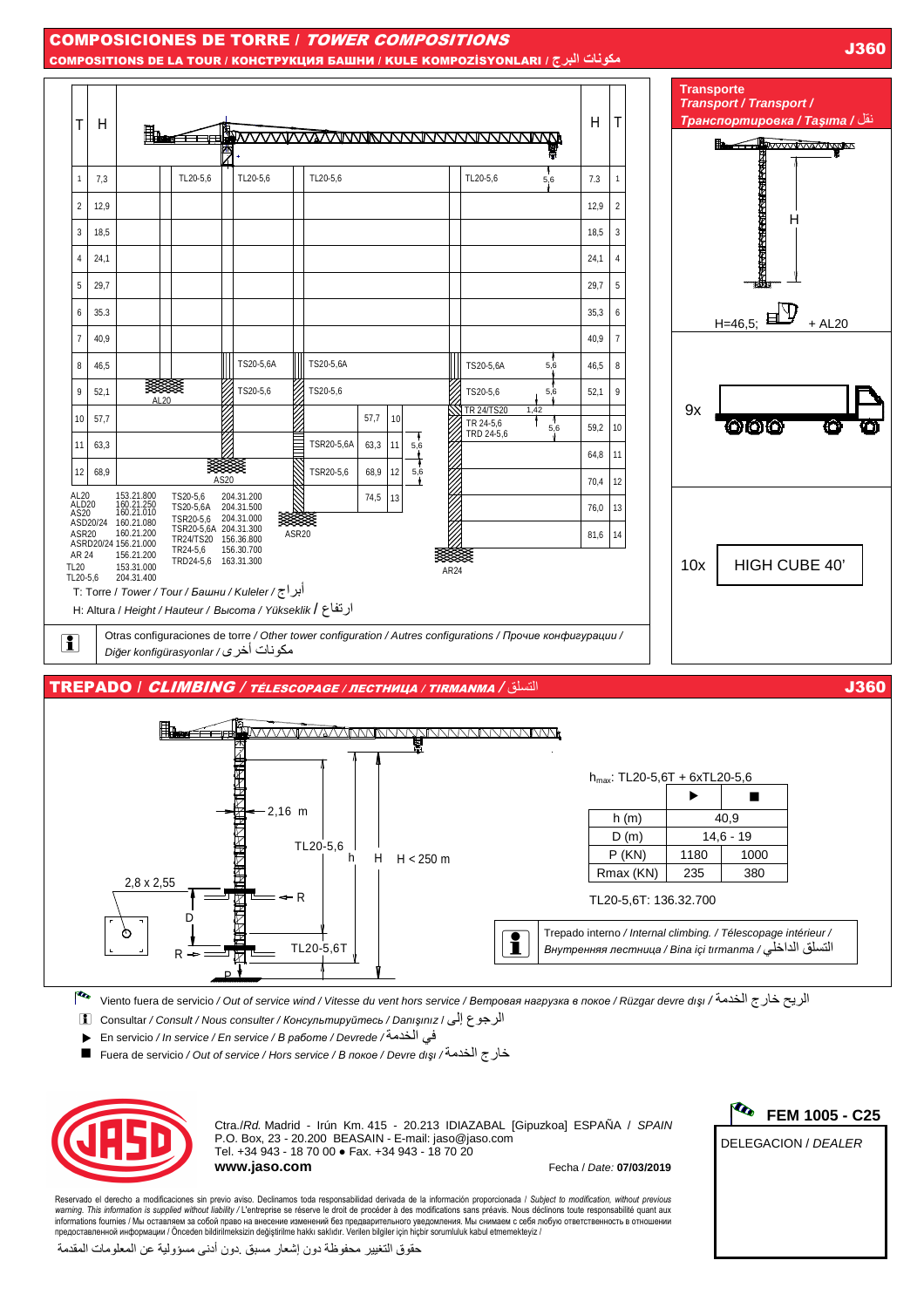# COMPOSICIONES DE TORRE / *TOWER COMPOSITIONS*

J360

COMPOSITIONS DE LA TOUR / КОНСТРУКЦИЯ БАШНИ / KULE KOMPOZİSYONLARI / مكونات البرج

| T | H | | | | | | H | T |
|---|---|---|---|---|---|---|---|---|
| 1 | 7,3 | TL20-5,6 | TL20-5,6 | TL20-5,6 | | TL20-5,6 5,6 | 7,3 | 1 |
| 2 | 12,9 | | | | | | 12,9 | 2 |
| 3 | 18,5 | | | | | | 18,5 | 3 |
| 4 | 24,1 | | | | | | 24,1 | 4 |
| 5 | 29,7 | | | | | | 29,7 | 5 |
| 6 | 35,3 | | | | | | 35,3 | 6 |
| 7 | 40,9 | | | | | | 40,9 | 7 |
| 8 | 46,5 | | TS20-5,6A | TS20-5,6A | | TS20-5,6A 5,6 | 46,5 | 8 |
| 9 | 52,1 | AL20 | TS20-5,6 | TS20-5,6 | | TS20-5,6 5,6 | 52,1 | 9 |
| 10 | 57,7 | | | | 57,7 / 10 | TR 24/TS20 1,42 / TR 24-5,6 5,6 / TRD 24-5,6 | 59,2 | 10 |
| 11 | 63,3 | | | TSR20-5,6A | 63,3 / 11 / 5,6 | | 64,8 | 11 |
| 12 | 68,9 | | AS20 | TSR20-5,6 | 68,9 / 12 / 5,6 | | 70,4 | 12 |
| | | | | | 74,5 / 13 | | 76,0 | 13 |
| | | | | ASR20 | | | 81,6 | 14 |
| | | | | | | AR24 | | |

| | | | |
|---|---|---|---|
| AL20 | 153.21.800 | TS20-5,6 | 204.31.200 |
| ALD20 | 160.21.250 | TS20-5,6A | 204.31.500 |
| AS20 | 160.21.010 | TSR20-5,6 | 204.31.000 |
| ASD20/24 | 160.21.080 | TSR20-5,6A | 204.31.300 |
| ASR20 | 160.21.200 | TR24/TS20 | 156.36.800 |
| ASRD20/24 | 156.21.000 | TR24-5,6 | 156.30.700 |
| AR 24 | 156.21.200 | TRD24-5,6 | 163.31.300 |
| TL20 | 153.31.000 | | |
| TL20-5,6 | 204.31.400 | | |

T: Torre / *Tower / Tour / Башни / Kuleler /* أبراج

H: Altura / *Height / Hauteur / Высота / Yükseklik /* ارتفاع

Otras configuraciones de torre / *Other tower configuration / Autres configurations / Прочие конфигурации / Diğer konfigürasyonlar /* مكونات أخرى

## Transporte
*Transport / Transport / Транспортировка / Taşıma /* نقل

H=46,5; + AL20

9x

10x HIGH CUBE 40'

# TREPADO / *CLIMBING / TÉLESCOPAGE / ЛЕСТНИЦА / TIRMANMA /* التسلق

J360

2,16 m

TL20-5,6

h H H < 250 m

2,8 x 2,55

D

R

R

TL20-5,6T

P

$h_{max}$: TL20-5,6T + 6xTL20-5,6

| | ▶ | ■ |
|---|---|---|
| h (m) | 40,9 | |
| D (m) | 14,6 - 19 | |
| P (KN) | 1180 | 1000 |
| Rmax (KN) | 235 | 380 |

TL20-5,6T: 136.32.700

Trepado interno / *Internal climbing. / Télescopage intérieur / Внутренняя лестница / Bina içi tırmanma /* التسلق الداخلي

Viento fuera de servicio / *Out of service wind / Vitesse du vent hors service / Ветровая нагрузка в покое / Rüzgar devre dışı /* الريح خارج الخدمة

Consultar / *Consult / Nous consulter / Консультируйтесь / Danışınız /* الرجوع إلى

▶ En servicio / *In service / En service / В работе / Devrede /* في الخدمة

■ Fuera de servicio / *Out of service / Hors service / В покое / Devre dışı /* خارج الخدمة

Ctra./*Rd.* Madrid - Irún Km. 415 - 20.213 IDIAZABAL [Gipuzkoa] ESPAÑA / *SPAIN*
P.O. Box, 23 - 20.200 BEASAIN - E-mail: jaso@jaso.com
Tel. +34 943 - 18 70 00 ● Fax. +34 943 - 18 70 20
**www.jaso.com**

Fecha / *Date:* **07/03/2019**

**FEM 1005 - C25**

DELEGACION / *DEALER*

Reservado el derecho a modificaciones sin previo aviso. Declinamos toda responsabilidad derivada de la información proporcionada / *Subject to modification, without previous warning. This information is supplied without liability* / L'entreprise se réserve le droit de procéder à des modifications sans préavis. Nous déclinons toute responsabilité quant aux informations fournies / Мы оставляем за собой право на внесение изменений без предварительного уведомления. Мы снимаем с себя любую ответственность в отношении предоставленной информации / Önceden bildirilmeksizin değiştirilme hakkı saklıdır. Verilen bilgiler için hiçbir sorumluluk kabul etmemekteyiz /

حقوق التغيير محفوظة دون إشعار مسبق .دون أدنى مسؤولية عن المعلومات المقدمة